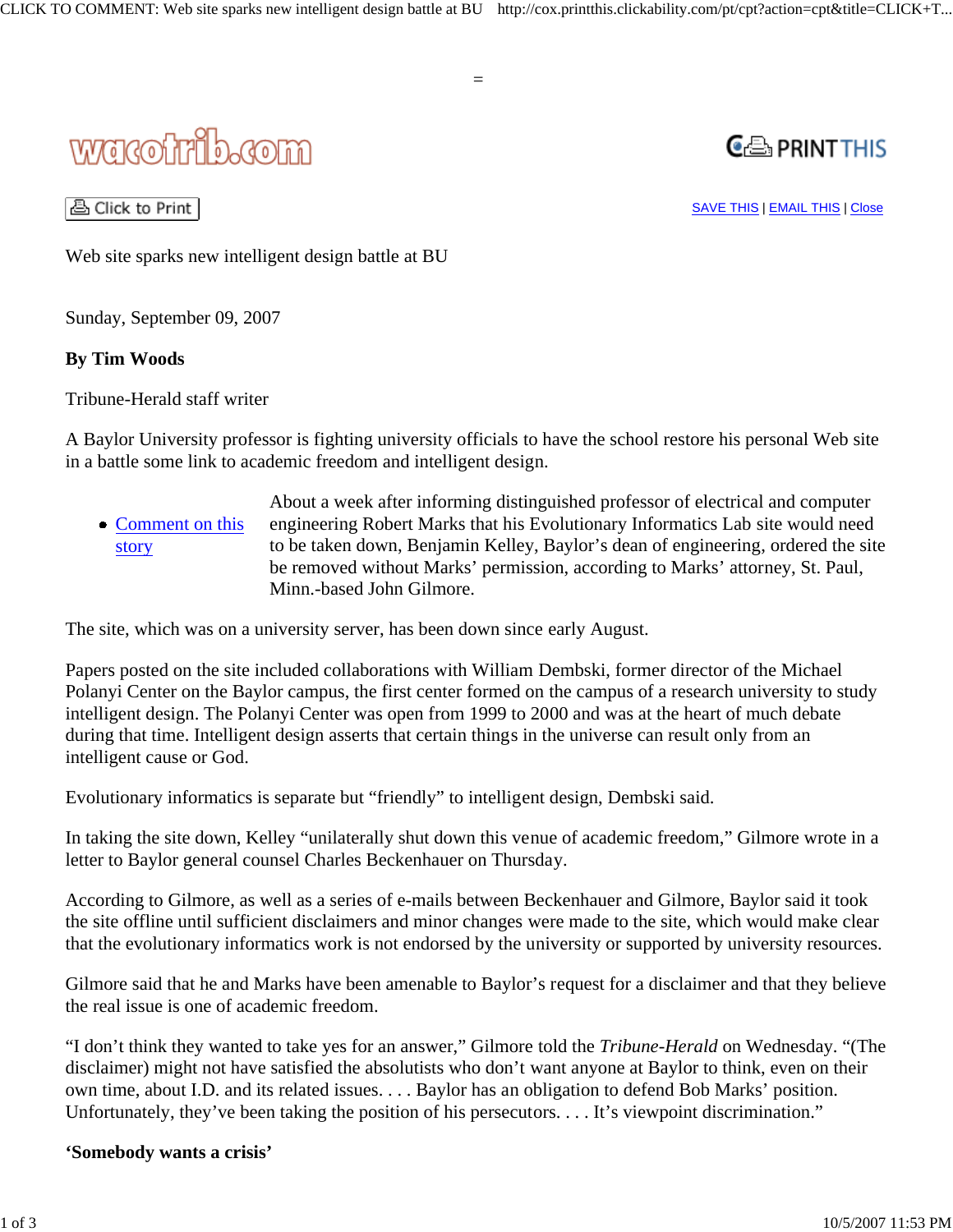wacotrib.com

# Web site sparks new intelligent design battle at BU

Sunday, September 09, 2007

**By Tim Woods**

Tribune-Herald staff writer

A Baylor University professor is fighting university officials to have the school restore his personal Web site in a battle some link to academic freedom and intelligent design.

- Comment on this story

About a week after informing distinguished professor of electrical and computer engineering Robert Marks that his Evolutionary Informatics Lab site would need to be taken down, Benjamin Kelley, Baylor's dean of engineering, ordered the site be removed without Marks' permission, according to Marks' attorney, St. Paul, Minn.-based John Gilmore.

The site, which was on a university server, has been down since early August.

Papers posted on the site included collaborations with William Dembski, former director of the Michael Polanyi Center on the Baylor campus, the first center formed on the campus of a research university to study intelligent design. The Polanyi Center was open from 1999 to 2000 and was at the heart of much debate during that time. Intelligent design asserts that certain things in the universe can result only from an intelligent cause or God.

Evolutionary informatics is separate but "friendly" to intelligent design, Dembski said.

In taking the site down, Kelley "unilaterally shut down this venue of academic freedom," Gilmore wrote in a letter to Baylor general counsel Charles Beckenhauer on Thursday.

According to Gilmore, as well as a series of e-mails between Beckenhauer and Gilmore, Baylor said it took the site offline until sufficient disclaimers and minor changes were made to the site, which would make clear that the evolutionary informatics work is not endorsed by the university or supported by university resources.

Gilmore said that he and Marks have been amenable to Baylor's request for a disclaimer and that they believe the real issue is one of academic freedom.

"I don't think they wanted to take yes for an answer," Gilmore told the *Tribune-Herald* on Wednesday. "(The disclaimer) might not have satisfied the absolutists who don't want anyone at Baylor to think, even on their own time, about I.D. and its related issues. . . . Baylor has an obligation to defend Bob Marks' position. Unfortunately, they've been taking the position of his persecutors. . . . It's viewpoint discrimination."

**'Somebody wants a crisis'**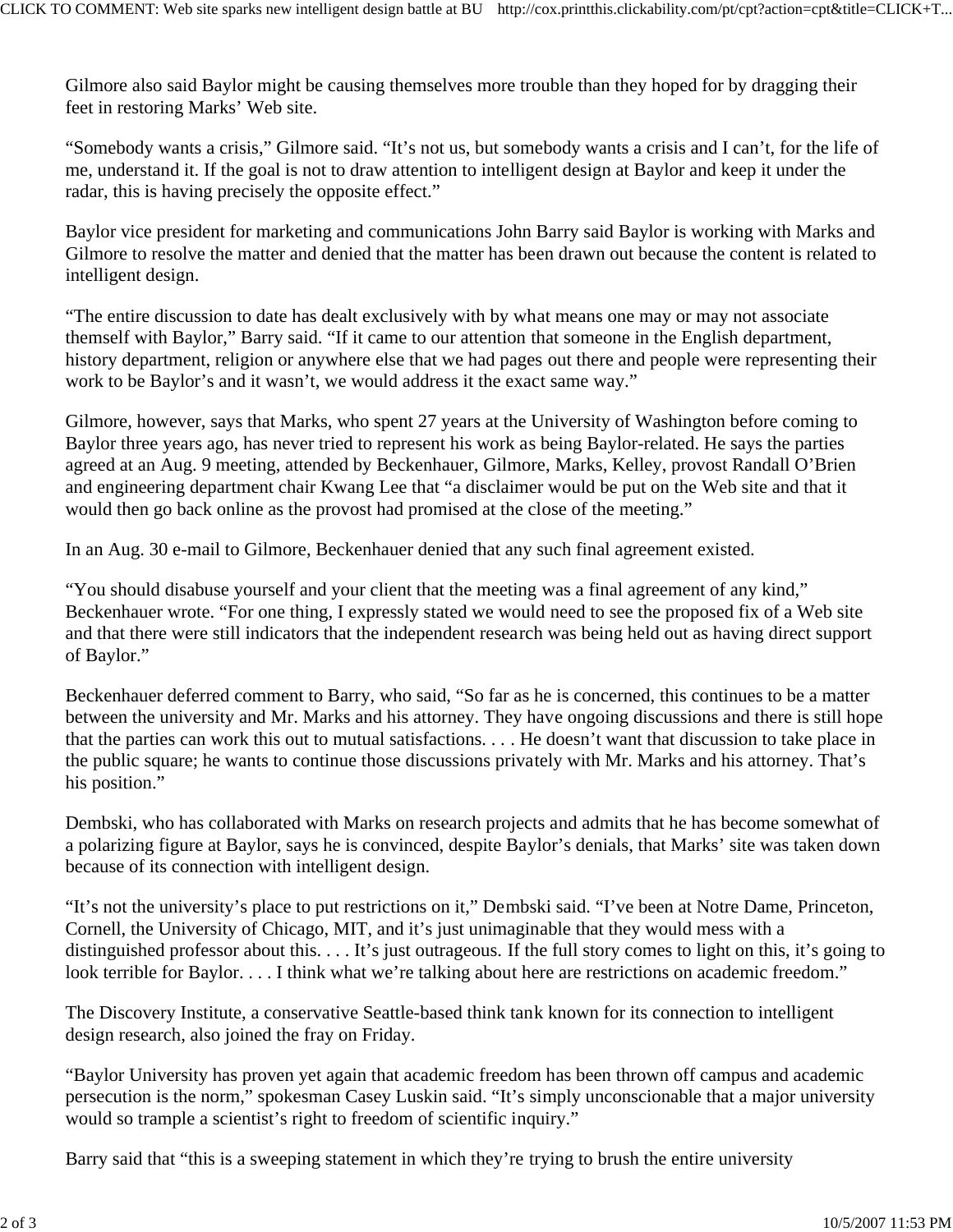Gilmore also said Baylor might be causing themselves more trouble than they hoped for by dragging their feet in restoring Marks' Web site.

"Somebody wants a crisis," Gilmore said. "It's not us, but somebody wants a crisis and I can't, for the life of me, understand it. If the goal is not to draw attention to intelligent design at Baylor and keep it under the radar, this is having precisely the opposite effect."

Baylor vice president for marketing and communications John Barry said Baylor is working with Marks and Gilmore to resolve the matter and denied that the matter has been drawn out because the content is related to intelligent design.

"The entire discussion to date has dealt exclusively with by what means one may or may not associate themself with Baylor," Barry said. "If it came to our attention that someone in the English department, history department, religion or anywhere else that we had pages out there and people were representing their work to be Baylor's and it wasn't, we would address it the exact same way."

Gilmore, however, says that Marks, who spent 27 years at the University of Washington before coming to Baylor three years ago, has never tried to represent his work as being Baylor-related. He says the parties agreed at an Aug. 9 meeting, attended by Beckenhauer, Gilmore, Marks, Kelley, provost Randall O'Brien and engineering department chair Kwang Lee that "a disclaimer would be put on the Web site and that it would then go back online as the provost had promised at the close of the meeting."

In an Aug. 30 e-mail to Gilmore, Beckenhauer denied that any such final agreement existed.

"You should disabuse yourself and your client that the meeting was a final agreement of any kind," Beckenhauer wrote. "For one thing, I expressly stated we would need to see the proposed fix of a Web site and that there were still indicators that the independent research was being held out as having direct support of Baylor."

Beckenhauer deferred comment to Barry, who said, "So far as he is concerned, this continues to be a matter between the university and Mr. Marks and his attorney. They have ongoing discussions and there is still hope that the parties can work this out to mutual satisfactions. . . . He doesn't want that discussion to take place in the public square; he wants to continue those discussions privately with Mr. Marks and his attorney. That's his position."

Dembski, who has collaborated with Marks on research projects and admits that he has become somewhat of a polarizing figure at Baylor, says he is convinced, despite Baylor's denials, that Marks' site was taken down because of its connection with intelligent design.

"It's not the university's place to put restrictions on it," Dembski said. "I've been at Notre Dame, Princeton, Cornell, the University of Chicago, MIT, and it's just unimaginable that they would mess with a distinguished professor about this. . . . It's just outrageous. If the full story comes to light on this, it's going to look terrible for Baylor. . . . I think what we're talking about here are restrictions on academic freedom."

The Discovery Institute, a conservative Seattle-based think tank known for its connection to intelligent design research, also joined the fray on Friday.

"Baylor University has proven yet again that academic freedom has been thrown off campus and academic persecution is the norm," spokesman Casey Luskin said. "It's simply unconscionable that a major university would so trample a scientist's right to freedom of scientific inquiry."

Barry said that "this is a sweeping statement in which they're trying to brush the entire university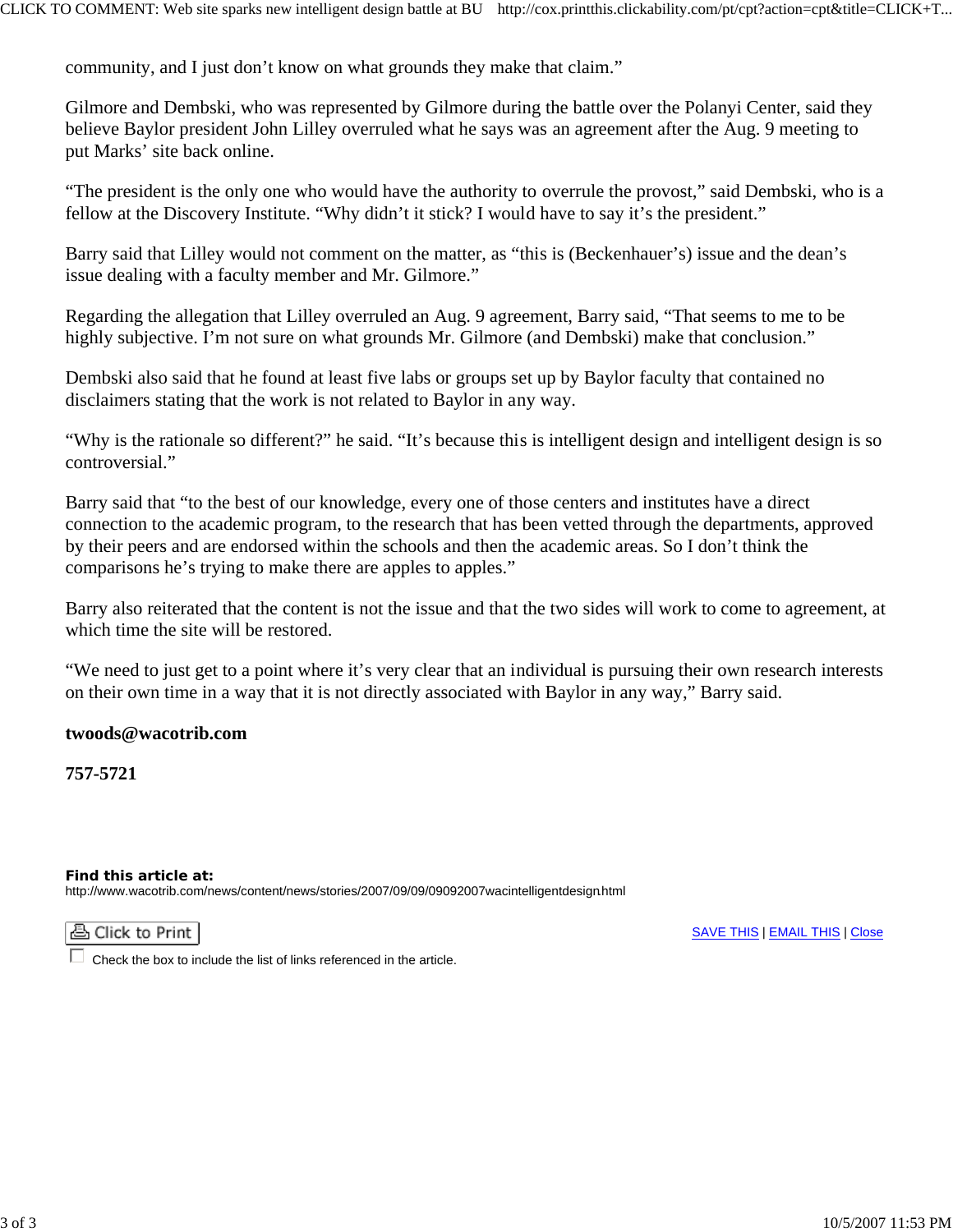community, and I just don't know on what grounds they make that claim."

Gilmore and Dembski, who was represented by Gilmore during the battle over the Polanyi Center, said they believe Baylor president John Lilley overruled what he says was an agreement after the Aug. 9 meeting to put Marks' site back online.

"The president is the only one who would have the authority to overrule the provost," said Dembski, who is a fellow at the Discovery Institute. "Why didn't it stick? I would have to say it's the president."

Barry said that Lilley would not comment on the matter, as "this is (Beckenhauer's) issue and the dean's issue dealing with a faculty member and Mr. Gilmore."

Regarding the allegation that Lilley overruled an Aug. 9 agreement, Barry said, "That seems to me to be highly subjective. I'm not sure on what grounds Mr. Gilmore (and Dembski) make that conclusion."

Dembski also said that he found at least five labs or groups set up by Baylor faculty that contained no disclaimers stating that the work is not related to Baylor in any way.

"Why is the rationale so different?" he said. "It's because this is intelligent design and intelligent design is so controversial."

Barry said that "to the best of our knowledge, every one of those centers and institutes have a direct connection to the academic program, to the research that has been vetted through the departments, approved by their peers and are endorsed within the schools and then the academic areas. So I don't think the comparisons he's trying to make there are apples to apples."

Barry also reiterated that the content is not the issue and that the two sides will work to come to agreement, at which time the site will be restored.

"We need to just get to a point where it's very clear that an individual is pursuing their own research interests on their own time in a way that it is not directly associated with Baylor in any way," Barry said.

**twoods@wacotrib.com**

**757-5721**

**Find this article at:**
http://www.wacotrib.com/news/content/news/stories/2007/09/09/09092007wacintelligentdesign.html

Click to Print

SAVE THIS | EMAIL THIS | Close

Check the box to include the list of links referenced in the article.